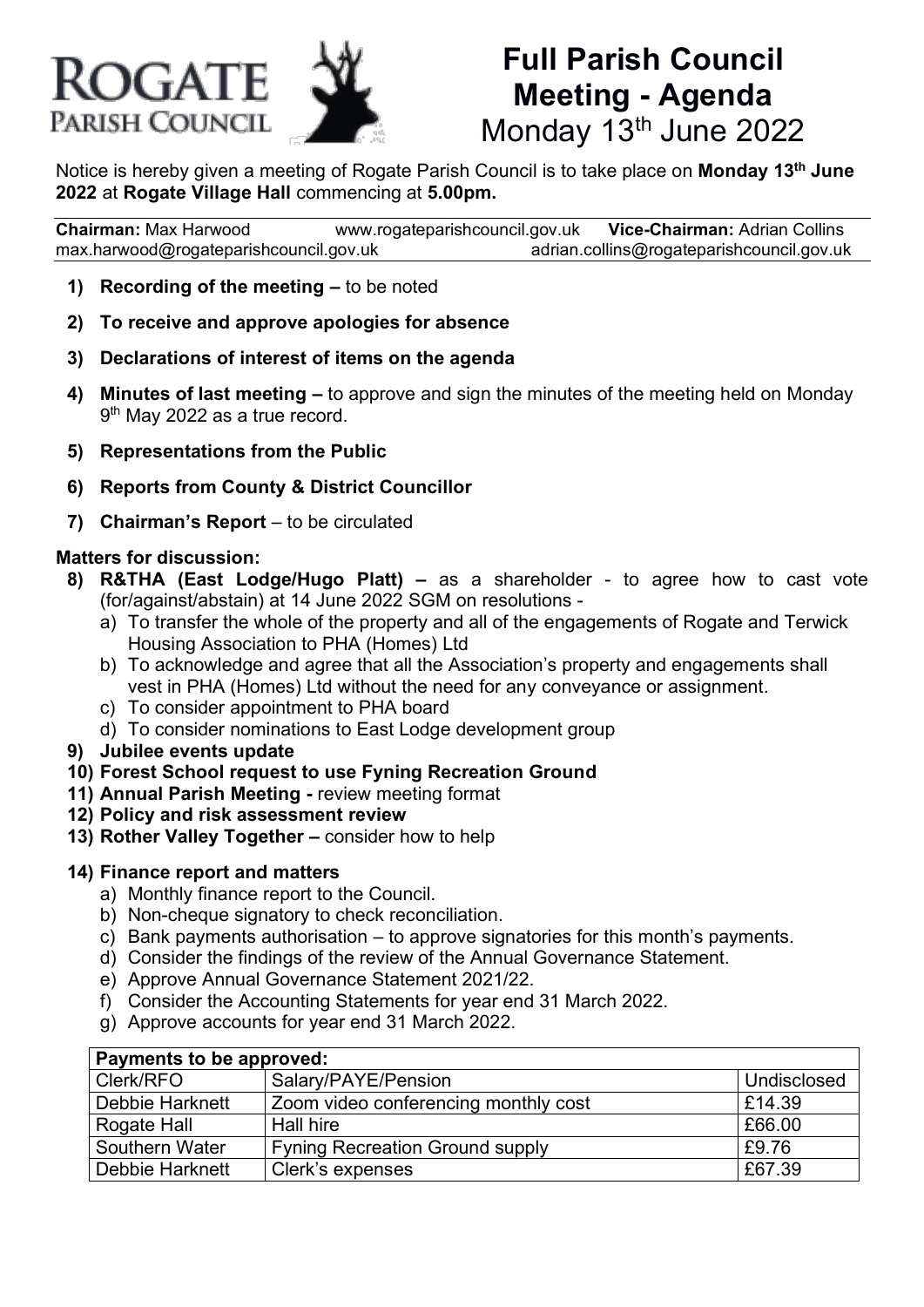# ROGATE PARISH COUNCIL

# Full Parish Council Meeting - Agenda

Monday 13th June 2022

Notice is hereby given a meeting of Rogate Parish Council is to take place on **Monday 13th June 2022** at **Rogate Village Hall** commencing at **5.00pm.**

**Chairman:** Max Harwood | www.rogateparishcouncil.gov.uk | **Vice-Chairman:** Adrian Collins
max.harwood@rogateparishcouncil.gov.uk | adrian.collins@rogateparishcouncil.gov.uk

1) **Recording of the meeting –** to be noted
2) **To receive and approve apologies for absence**
3) **Declarations of interest of items on the agenda**
4) **Minutes of last meeting –** to approve and sign the minutes of the meeting held on Monday 9th May 2022 as a true record.
5) **Representations from the Public**
6) **Reports from County & District Councillor**
7) **Chairman's Report** – to be circulated

**Matters for discussion:**

8) **R&THA (East Lodge/Hugo Platt) –** as a shareholder - to agree how to cast vote (for/against/abstain) at 14 June 2022 SGM on resolutions -
   a) To transfer the whole of the property and all of the engagements of Rogate and Terwick Housing Association to PHA (Homes) Ltd
   b) To acknowledge and agree that all the Association's property and engagements shall vest in PHA (Homes) Ltd without the need for any conveyance or assignment.
   c) To consider appointment to PHA board
   d) To consider nominations to East Lodge development group
9) **Jubilee events update**
10) **Forest School request to use Fyning Recreation Ground**
11) **Annual Parish Meeting -** review meeting format
12) **Policy and risk assessment review**
13) **Rother Valley Together –** consider how to help
14) **Finance report and matters**
   a) Monthly finance report to the Council.
   b) Non-cheque signatory to check reconciliation.
   c) Bank payments authorisation – to approve signatories for this month's payments.
   d) Consider the findings of the review of the Annual Governance Statement.
   e) Approve Annual Governance Statement 2021/22.
   f) Consider the Accounting Statements for year end 31 March 2022.
   g) Approve accounts for year end 31 March 2022.

| **Payments to be approved:** | | |
|---|---|---|
| Clerk/RFO | Salary/PAYE/Pension | Undisclosed |
| Debbie Harknett | Zoom video conferencing monthly cost | £14.39 |
| Rogate Hall | Hall hire | £66.00 |
| Southern Water | Fyning Recreation Ground supply | £9.76 |
| Debbie Harknett | Clerk's expenses | £67.39 |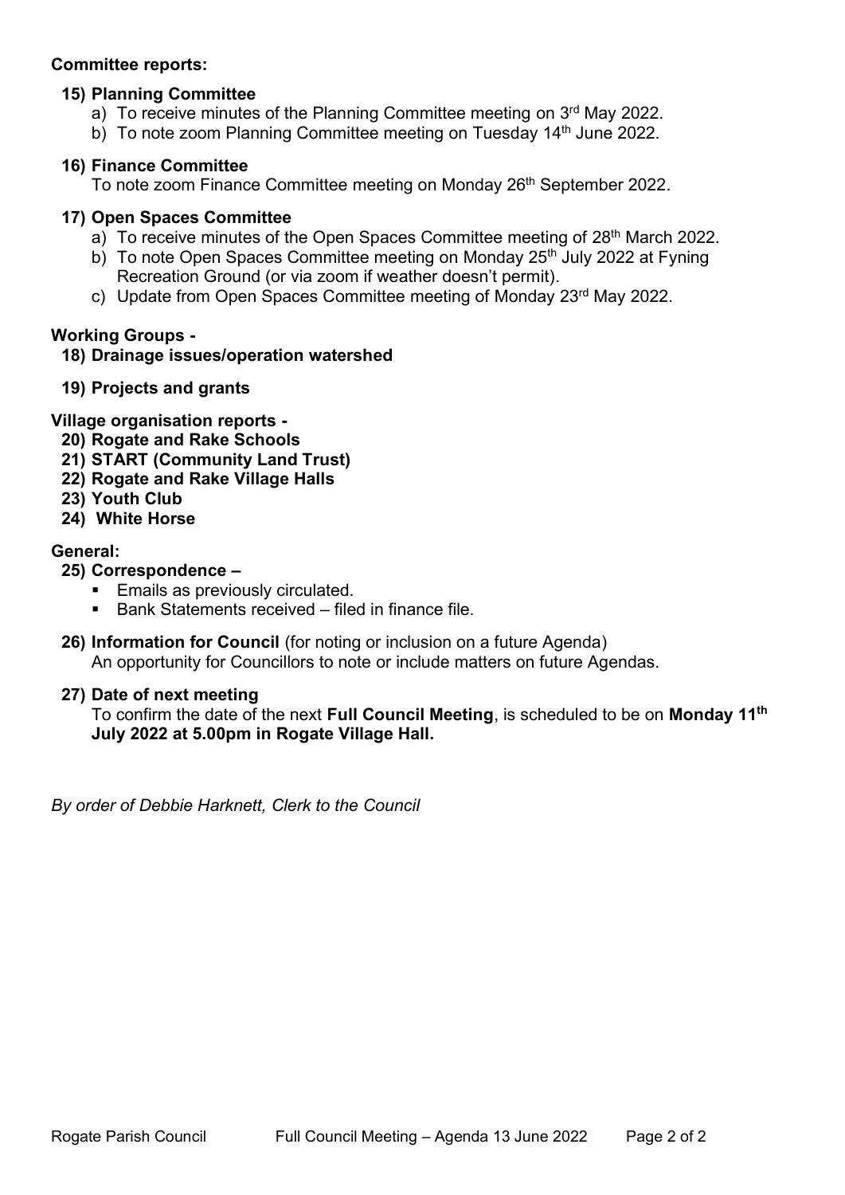**Committee reports:**

**15) Planning Committee**

a) To receive minutes of the Planning Committee meeting on 3rd May 2022.

b) To note zoom Planning Committee meeting on Tuesday 14th June 2022.

**16) Finance Committee**

To note zoom Finance Committee meeting on Monday 26th September 2022.

**17) Open Spaces Committee**

a) To receive minutes of the Open Spaces Committee meeting of 28th March 2022.

b) To note Open Spaces Committee meeting on Monday 25th July 2022 at Fyning Recreation Ground (or via zoom if weather doesn't permit).

c) Update from Open Spaces Committee meeting of Monday 23rd May 2022.

**Working Groups -**

**18) Drainage issues/operation watershed**

**19) Projects and grants**

**Village organisation reports -**

**20) Rogate and Rake Schools**

**21) START (Community Land Trust)**

**22) Rogate and Rake Village Halls**

**23) Youth Club**

**24) White Horse**

**General:**

**25) Correspondence –**

- Emails as previously circulated.
- Bank Statements received – filed in finance file.

**26) Information for Council** (for noting or inclusion on a future Agenda)

An opportunity for Councillors to note or include matters on future Agendas.

**27) Date of next meeting**

To confirm the date of the next **Full Council Meeting**, is scheduled to be on **Monday 11th July 2022 at 5.00pm in Rogate Village Hall.**

*By order of Debbie Harknett, Clerk to the Council*